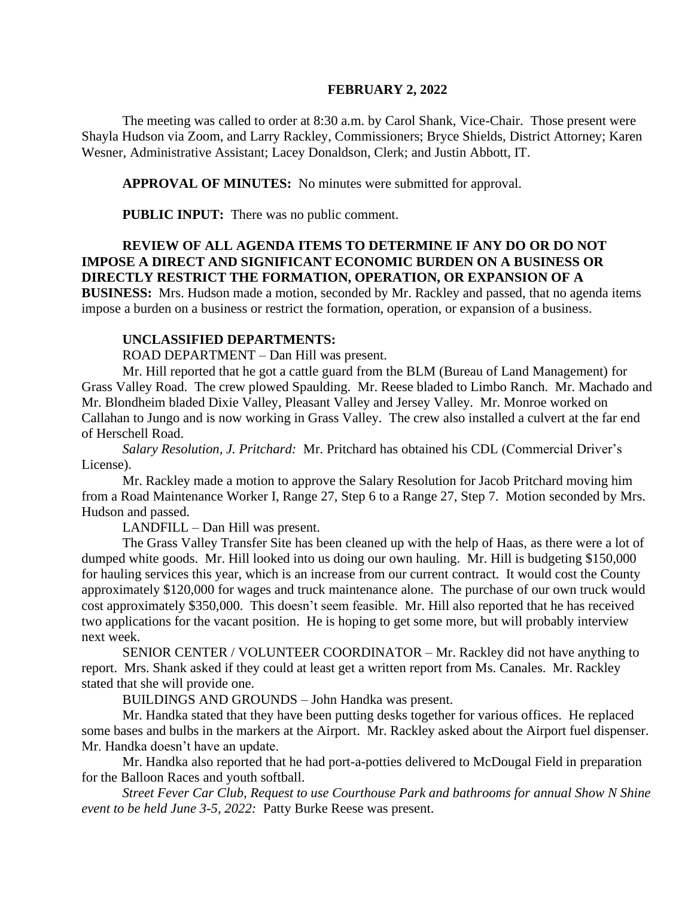**FEBRUARY 2, 2022**

The meeting was called to order at 8:30 a.m. by Carol Shank, Vice-Chair. Those present were Shayla Hudson via Zoom, and Larry Rackley, Commissioners; Bryce Shields, District Attorney; Karen Wesner, Administrative Assistant; Lacey Donaldson, Clerk; and Justin Abbott, IT.

**APPROVAL OF MINUTES:** No minutes were submitted for approval.

**PUBLIC INPUT:** There was no public comment.

**REVIEW OF ALL AGENDA ITEMS TO DETERMINE IF ANY DO OR DO NOT IMPOSE A DIRECT AND SIGNIFICANT ECONOMIC BURDEN ON A BUSINESS OR DIRECTLY RESTRICT THE FORMATION, OPERATION, OR EXPANSION OF A BUSINESS:** Mrs. Hudson made a motion, seconded by Mr. Rackley and passed, that no agenda items impose a burden on a business or restrict the formation, operation, or expansion of a business.

**UNCLASSIFIED DEPARTMENTS:**

ROAD DEPARTMENT – Dan Hill was present.

Mr. Hill reported that he got a cattle guard from the BLM (Bureau of Land Management) for Grass Valley Road. The crew plowed Spaulding. Mr. Reese bladed to Limbo Ranch. Mr. Machado and Mr. Blondheim bladed Dixie Valley, Pleasant Valley and Jersey Valley. Mr. Monroe worked on Callahan to Jungo and is now working in Grass Valley. The crew also installed a culvert at the far end of Herschell Road.

*Salary Resolution, J. Pritchard:* Mr. Pritchard has obtained his CDL (Commercial Driver's License).

Mr. Rackley made a motion to approve the Salary Resolution for Jacob Pritchard moving him from a Road Maintenance Worker I, Range 27, Step 6 to a Range 27, Step 7. Motion seconded by Mrs. Hudson and passed.

LANDFILL – Dan Hill was present.

The Grass Valley Transfer Site has been cleaned up with the help of Haas, as there were a lot of dumped white goods. Mr. Hill looked into us doing our own hauling. Mr. Hill is budgeting $150,000 for hauling services this year, which is an increase from our current contract. It would cost the County approximately $120,000 for wages and truck maintenance alone. The purchase of our own truck would cost approximately $350,000. This doesn't seem feasible. Mr. Hill also reported that he has received two applications for the vacant position. He is hoping to get some more, but will probably interview next week.

SENIOR CENTER / VOLUNTEER COORDINATOR – Mr. Rackley did not have anything to report. Mrs. Shank asked if they could at least get a written report from Ms. Canales. Mr. Rackley stated that she will provide one.

BUILDINGS AND GROUNDS – John Handka was present.

Mr. Handka stated that they have been putting desks together for various offices. He replaced some bases and bulbs in the markers at the Airport. Mr. Rackley asked about the Airport fuel dispenser. Mr. Handka doesn't have an update.

Mr. Handka also reported that he had port-a-potties delivered to McDougal Field in preparation for the Balloon Races and youth softball.

*Street Fever Car Club, Request to use Courthouse Park and bathrooms for annual Show N Shine event to be held June 3-5, 2022:* Patty Burke Reese was present.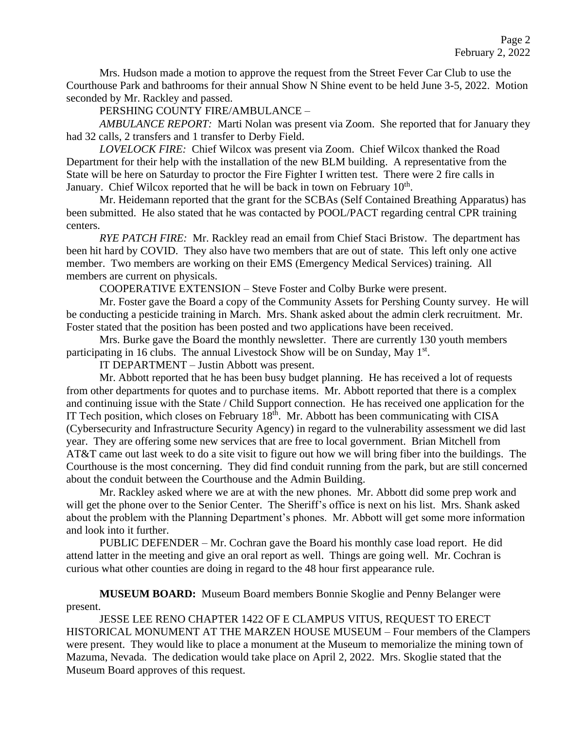Mrs. Hudson made a motion to approve the request from the Street Fever Car Club to use the Courthouse Park and bathrooms for their annual Show N Shine event to be held June 3-5, 2022. Motion seconded by Mr. Rackley and passed.

PERSHING COUNTY FIRE/AMBULANCE –

*AMBULANCE REPORT:* Marti Nolan was present via Zoom. She reported that for January they had 32 calls, 2 transfers and 1 transfer to Derby Field.

*LOVELOCK FIRE:* Chief Wilcox was present via Zoom. Chief Wilcox thanked the Road Department for their help with the installation of the new BLM building. A representative from the State will be here on Saturday to proctor the Fire Fighter I written test. There were 2 fire calls in January. Chief Wilcox reported that he will be back in town on February 10th.

Mr. Heidemann reported that the grant for the SCBAs (Self Contained Breathing Apparatus) has been submitted. He also stated that he was contacted by POOL/PACT regarding central CPR training centers.

*RYE PATCH FIRE:* Mr. Rackley read an email from Chief Staci Bristow. The department has been hit hard by COVID. They also have two members that are out of state. This left only one active member. Two members are working on their EMS (Emergency Medical Services) training. All members are current on physicals.

COOPERATIVE EXTENSION – Steve Foster and Colby Burke were present.

Mr. Foster gave the Board a copy of the Community Assets for Pershing County survey. He will be conducting a pesticide training in March. Mrs. Shank asked about the admin clerk recruitment. Mr. Foster stated that the position has been posted and two applications have been received.

Mrs. Burke gave the Board the monthly newsletter. There are currently 130 youth members participating in 16 clubs. The annual Livestock Show will be on Sunday, May 1st.

IT DEPARTMENT – Justin Abbott was present.

Mr. Abbott reported that he has been busy budget planning. He has received a lot of requests from other departments for quotes and to purchase items. Mr. Abbott reported that there is a complex and continuing issue with the State / Child Support connection. He has received one application for the IT Tech position, which closes on February 18th. Mr. Abbott has been communicating with CISA (Cybersecurity and Infrastructure Security Agency) in regard to the vulnerability assessment we did last year. They are offering some new services that are free to local government. Brian Mitchell from AT&T came out last week to do a site visit to figure out how we will bring fiber into the buildings. The Courthouse is the most concerning. They did find conduit running from the park, but are still concerned about the conduit between the Courthouse and the Admin Building.

Mr. Rackley asked where we are at with the new phones. Mr. Abbott did some prep work and will get the phone over to the Senior Center. The Sheriff's office is next on his list. Mrs. Shank asked about the problem with the Planning Department's phones. Mr. Abbott will get some more information and look into it further.

PUBLIC DEFENDER – Mr. Cochran gave the Board his monthly case load report. He did attend latter in the meeting and give an oral report as well. Things are going well. Mr. Cochran is curious what other counties are doing in regard to the 48 hour first appearance rule.

**MUSEUM BOARD:** Museum Board members Bonnie Skoglie and Penny Belanger were present.

JESSE LEE RENO CHAPTER 1422 OF E CLAMPUS VITUS, REQUEST TO ERECT HISTORICAL MONUMENT AT THE MARZEN HOUSE MUSEUM – Four members of the Clampers were present. They would like to place a monument at the Museum to memorialize the mining town of Mazuma, Nevada. The dedication would take place on April 2, 2022. Mrs. Skoglie stated that the Museum Board approves of this request.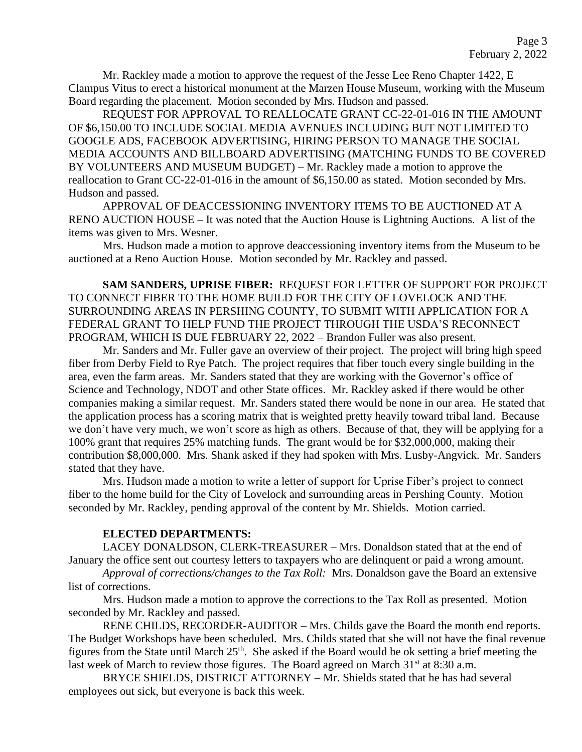Mr. Rackley made a motion to approve the request of the Jesse Lee Reno Chapter 1422, E Clampus Vitus to erect a historical monument at the Marzen House Museum, working with the Museum Board regarding the placement. Motion seconded by Mrs. Hudson and passed.

REQUEST FOR APPROVAL TO REALLOCATE GRANT CC-22-01-016 IN THE AMOUNT OF $6,150.00 TO INCLUDE SOCIAL MEDIA AVENUES INCLUDING BUT NOT LIMITED TO GOOGLE ADS, FACEBOOK ADVERTISING, HIRING PERSON TO MANAGE THE SOCIAL MEDIA ACCOUNTS AND BILLBOARD ADVERTISING (MATCHING FUNDS TO BE COVERED BY VOLUNTEERS AND MUSEUM BUDGET) – Mr. Rackley made a motion to approve the reallocation to Grant CC-22-01-016 in the amount of $6,150.00 as stated. Motion seconded by Mrs. Hudson and passed.

APPROVAL OF DEACCESSIONING INVENTORY ITEMS TO BE AUCTIONED AT A RENO AUCTION HOUSE – It was noted that the Auction House is Lightning Auctions. A list of the items was given to Mrs. Wesner.

Mrs. Hudson made a motion to approve deaccessioning inventory items from the Museum to be auctioned at a Reno Auction House. Motion seconded by Mr. Rackley and passed.

**SAM SANDERS, UPRISE FIBER:** REQUEST FOR LETTER OF SUPPORT FOR PROJECT TO CONNECT FIBER TO THE HOME BUILD FOR THE CITY OF LOVELOCK AND THE SURROUNDING AREAS IN PERSHING COUNTY, TO SUBMIT WITH APPLICATION FOR A FEDERAL GRANT TO HELP FUND THE PROJECT THROUGH THE USDA'S RECONNECT PROGRAM, WHICH IS DUE FEBRUARY 22, 2022 – Brandon Fuller was also present.

Mr. Sanders and Mr. Fuller gave an overview of their project. The project will bring high speed fiber from Derby Field to Rye Patch. The project requires that fiber touch every single building in the area, even the farm areas. Mr. Sanders stated that they are working with the Governor's office of Science and Technology, NDOT and other State offices. Mr. Rackley asked if there would be other companies making a similar request. Mr. Sanders stated there would be none in our area. He stated that the application process has a scoring matrix that is weighted pretty heavily toward tribal land. Because we don't have very much, we won't score as high as others. Because of that, they will be applying for a 100% grant that requires 25% matching funds. The grant would be for $32,000,000, making their contribution $8,000,000. Mrs. Shank asked if they had spoken with Mrs. Lusby-Angvick. Mr. Sanders stated that they have.

Mrs. Hudson made a motion to write a letter of support for Uprise Fiber's project to connect fiber to the home build for the City of Lovelock and surrounding areas in Pershing County. Motion seconded by Mr. Rackley, pending approval of the content by Mr. Shields. Motion carried.

**ELECTED DEPARTMENTS:**

LACEY DONALDSON, CLERK-TREASURER – Mrs. Donaldson stated that at the end of January the office sent out courtesy letters to taxpayers who are delinquent or paid a wrong amount.

*Approval of corrections/changes to the Tax Roll:* Mrs. Donaldson gave the Board an extensive list of corrections.

Mrs. Hudson made a motion to approve the corrections to the Tax Roll as presented. Motion seconded by Mr. Rackley and passed.

RENE CHILDS, RECORDER-AUDITOR – Mrs. Childs gave the Board the month end reports. The Budget Workshops have been scheduled. Mrs. Childs stated that she will not have the final revenue figures from the State until March 25th. She asked if the Board would be ok setting a brief meeting the last week of March to review those figures. The Board agreed on March 31st at 8:30 a.m.

BRYCE SHIELDS, DISTRICT ATTORNEY – Mr. Shields stated that he has had several employees out sick, but everyone is back this week.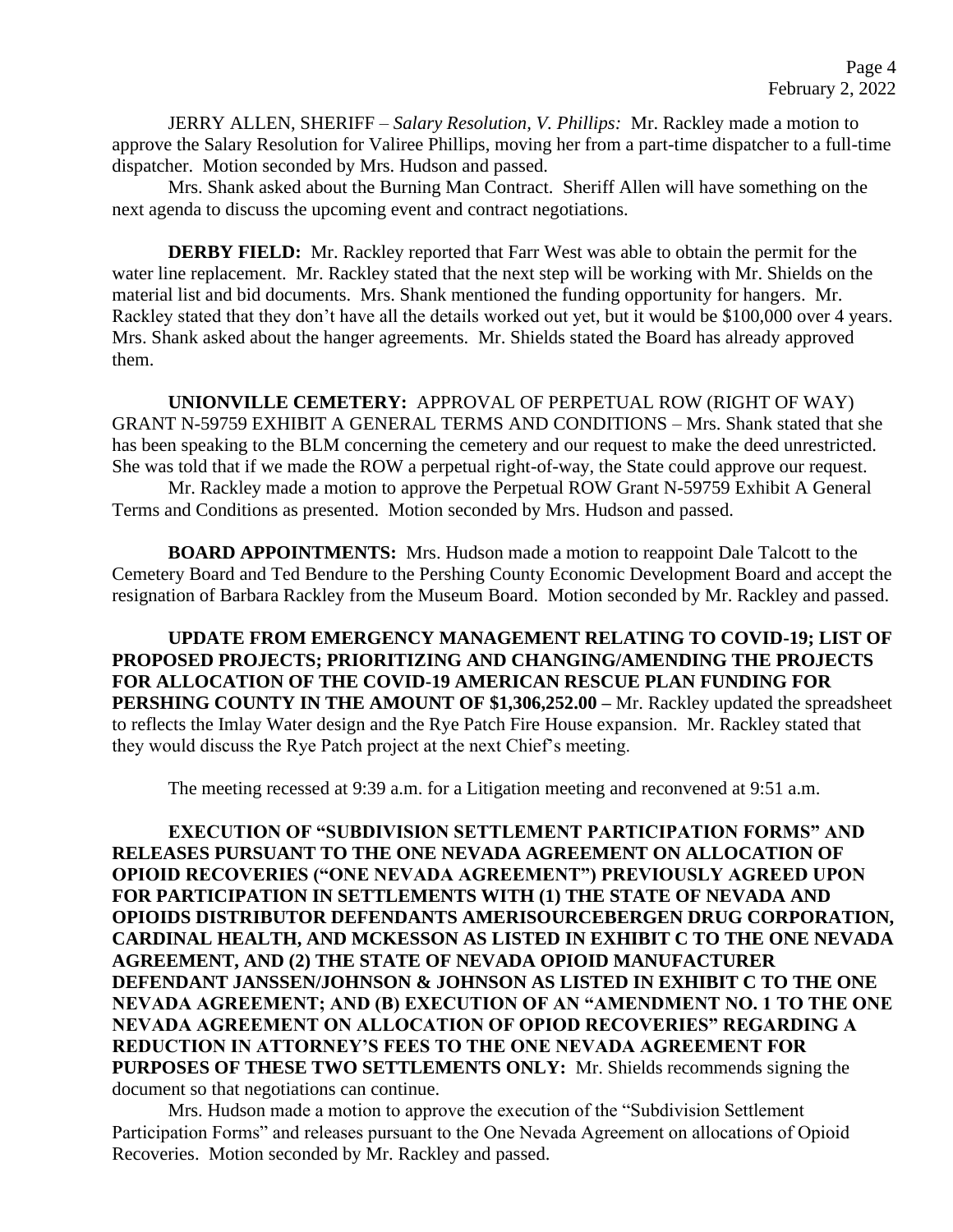JERRY ALLEN, SHERIFF – *Salary Resolution, V. Phillips:* Mr. Rackley made a motion to approve the Salary Resolution for Valiree Phillips, moving her from a part-time dispatcher to a full-time dispatcher. Motion seconded by Mrs. Hudson and passed.

Mrs. Shank asked about the Burning Man Contract. Sheriff Allen will have something on the next agenda to discuss the upcoming event and contract negotiations.

**DERBY FIELD:** Mr. Rackley reported that Farr West was able to obtain the permit for the water line replacement. Mr. Rackley stated that the next step will be working with Mr. Shields on the material list and bid documents. Mrs. Shank mentioned the funding opportunity for hangers. Mr. Rackley stated that they don't have all the details worked out yet, but it would be $100,000 over 4 years. Mrs. Shank asked about the hanger agreements. Mr. Shields stated the Board has already approved them.

**UNIONVILLE CEMETERY:** APPROVAL OF PERPETUAL ROW (RIGHT OF WAY) GRANT N-59759 EXHIBIT A GENERAL TERMS AND CONDITIONS – Mrs. Shank stated that she has been speaking to the BLM concerning the cemetery and our request to make the deed unrestricted. She was told that if we made the ROW a perpetual right-of-way, the State could approve our request.

Mr. Rackley made a motion to approve the Perpetual ROW Grant N-59759 Exhibit A General Terms and Conditions as presented. Motion seconded by Mrs. Hudson and passed.

**BOARD APPOINTMENTS:** Mrs. Hudson made a motion to reappoint Dale Talcott to the Cemetery Board and Ted Bendure to the Pershing County Economic Development Board and accept the resignation of Barbara Rackley from the Museum Board. Motion seconded by Mr. Rackley and passed.

**UPDATE FROM EMERGENCY MANAGEMENT RELATING TO COVID-19; LIST OF PROPOSED PROJECTS; PRIORITIZING AND CHANGING/AMENDING THE PROJECTS FOR ALLOCATION OF THE COVID-19 AMERICAN RESCUE PLAN FUNDING FOR PERSHING COUNTY IN THE AMOUNT OF $1,306,252.00 –** Mr. Rackley updated the spreadsheet to reflects the Imlay Water design and the Rye Patch Fire House expansion. Mr. Rackley stated that they would discuss the Rye Patch project at the next Chief's meeting.

The meeting recessed at 9:39 a.m. for a Litigation meeting and reconvened at 9:51 a.m.

**EXECUTION OF "SUBDIVISION SETTLEMENT PARTICIPATION FORMS" AND RELEASES PURSUANT TO THE ONE NEVADA AGREEMENT ON ALLOCATION OF OPIOID RECOVERIES ("ONE NEVADA AGREEMENT") PREVIOUSLY AGREED UPON FOR PARTICIPATION IN SETTLEMENTS WITH (1) THE STATE OF NEVADA AND OPIOIDS DISTRIBUTOR DEFENDANTS AMERISOURCEBERGEN DRUG CORPORATION, CARDINAL HEALTH, AND MCKESSON AS LISTED IN EXHIBIT C TO THE ONE NEVADA AGREEMENT, AND (2) THE STATE OF NEVADA OPIOID MANUFACTURER DEFENDANT JANSSEN/JOHNSON & JOHNSON AS LISTED IN EXHIBIT C TO THE ONE NEVADA AGREEMENT; AND (B) EXECUTION OF AN "AMENDMENT NO. 1 TO THE ONE NEVADA AGREEMENT ON ALLOCATION OF OPIOD RECOVERIES" REGARDING A REDUCTION IN ATTORNEY'S FEES TO THE ONE NEVADA AGREEMENT FOR PURPOSES OF THESE TWO SETTLEMENTS ONLY:** Mr. Shields recommends signing the document so that negotiations can continue.

Mrs. Hudson made a motion to approve the execution of the "Subdivision Settlement Participation Forms" and releases pursuant to the One Nevada Agreement on allocations of Opioid Recoveries. Motion seconded by Mr. Rackley and passed.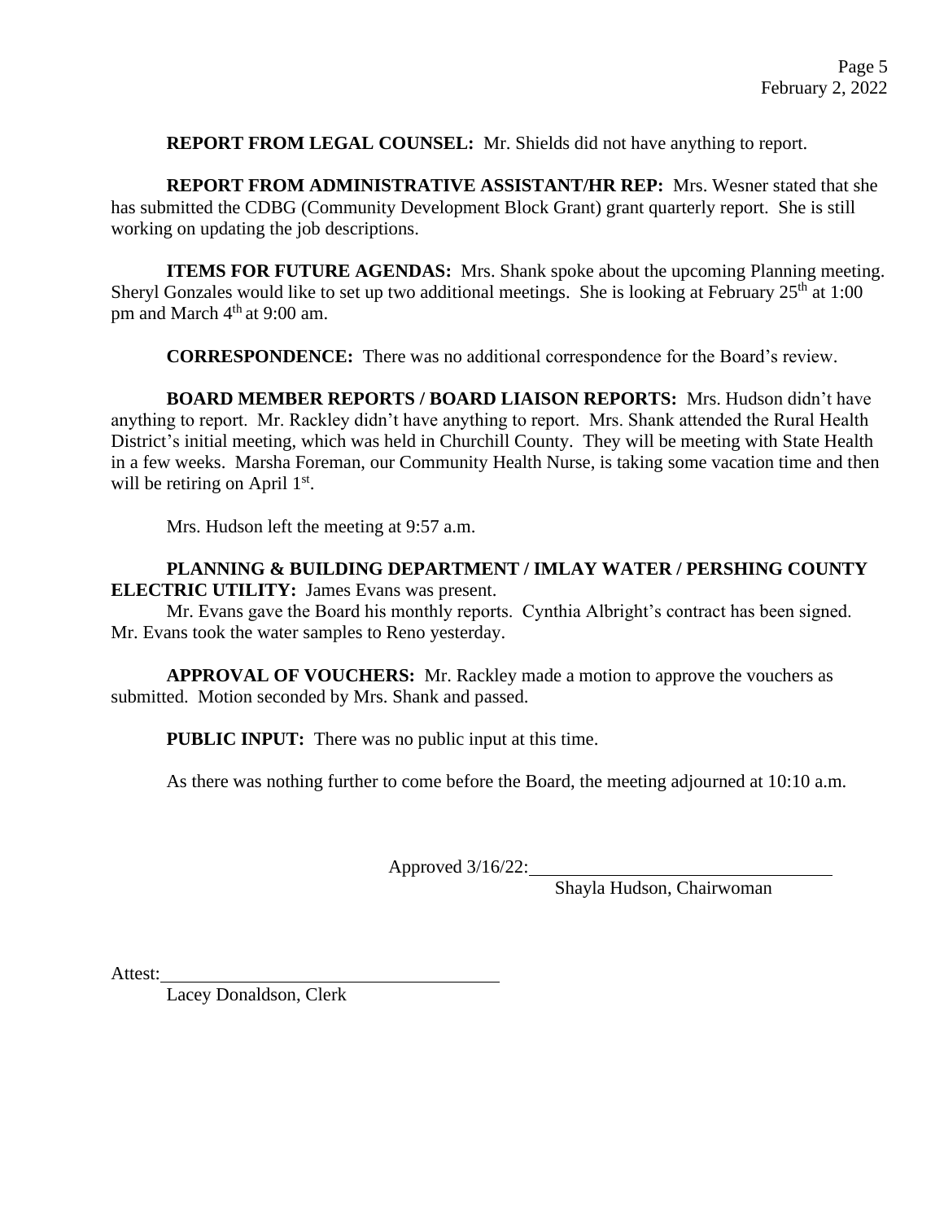**REPORT FROM LEGAL COUNSEL:** Mr. Shields did not have anything to report.

**REPORT FROM ADMINISTRATIVE ASSISTANT/HR REP:** Mrs. Wesner stated that she has submitted the CDBG (Community Development Block Grant) grant quarterly report. She is still working on updating the job descriptions.

**ITEMS FOR FUTURE AGENDAS:** Mrs. Shank spoke about the upcoming Planning meeting. Sheryl Gonzales would like to set up two additional meetings. She is looking at February 25th at 1:00 pm and March 4th at 9:00 am.

**CORRESPONDENCE:** There was no additional correspondence for the Board's review.

**BOARD MEMBER REPORTS / BOARD LIAISON REPORTS:** Mrs. Hudson didn't have anything to report. Mr. Rackley didn't have anything to report. Mrs. Shank attended the Rural Health District's initial meeting, which was held in Churchill County. They will be meeting with State Health in a few weeks. Marsha Foreman, our Community Health Nurse, is taking some vacation time and then will be retiring on April 1st.

Mrs. Hudson left the meeting at 9:57 a.m.

**PLANNING & BUILDING DEPARTMENT / IMLAY WATER / PERSHING COUNTY ELECTRIC UTILITY:** James Evans was present.

Mr. Evans gave the Board his monthly reports. Cynthia Albright's contract has been signed. Mr. Evans took the water samples to Reno yesterday.

**APPROVAL OF VOUCHERS:** Mr. Rackley made a motion to approve the vouchers as submitted. Motion seconded by Mrs. Shank and passed.

**PUBLIC INPUT:** There was no public input at this time.

As there was nothing further to come before the Board, the meeting adjourned at 10:10 a.m.

Approved 3/16/22:_________________________________
Shayla Hudson, Chairwoman

Attest:_____________________________________
Lacey Donaldson, Clerk